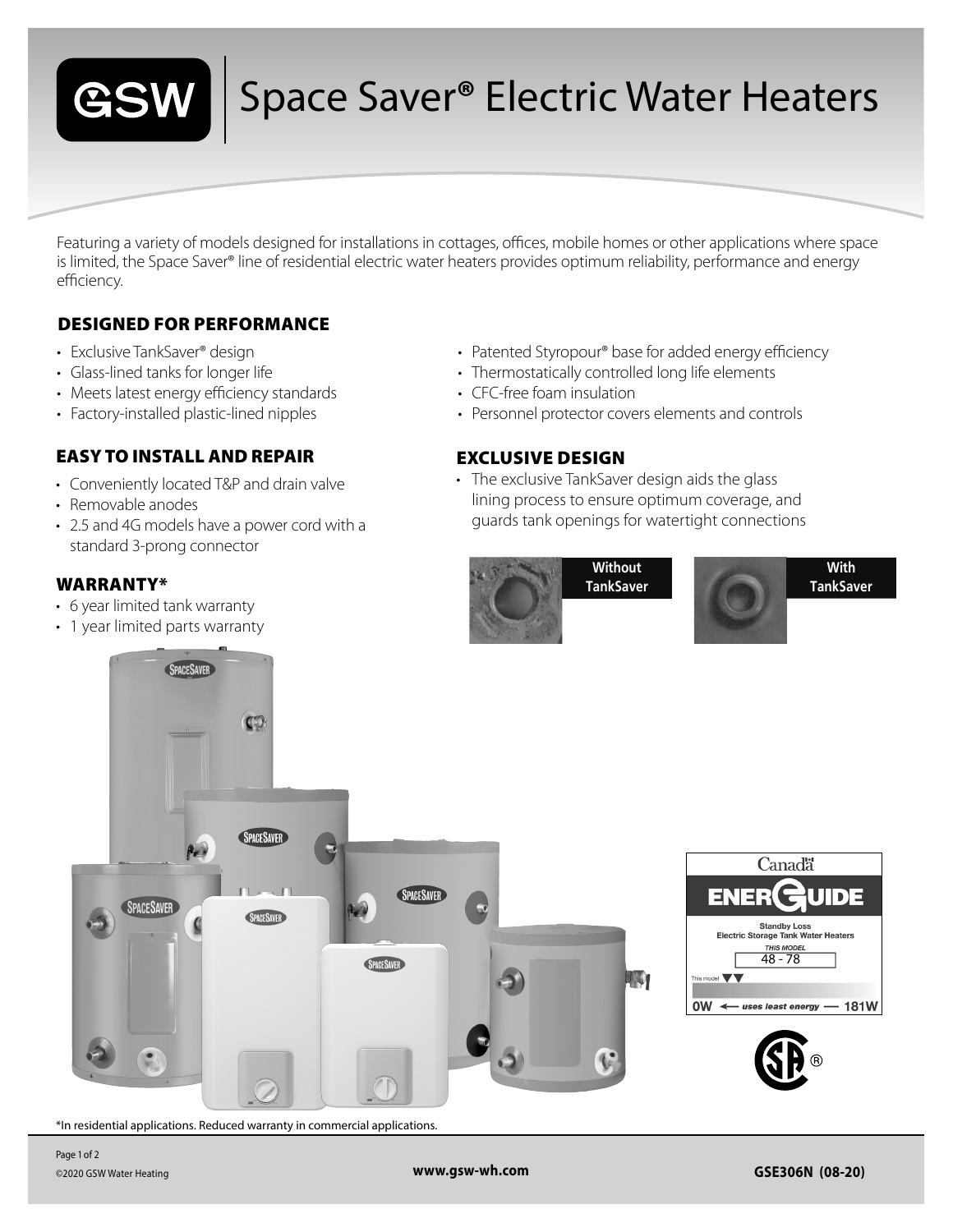# GSW | Space Saver® Electric Water Heaters

Featuring a variety of models designed for installations in cottages, offices, mobile homes or other applications where space is limited, the Space Saver® line of residential electric water heaters provides optimum reliability, performance and energy efficiency.

## DESIGNED FOR PERFORMANCE

- Exclusive TankSaver® design
- Glass-lined tanks for longer life
- Meets latest energy efficiency standards
- Factory-installed plastic-lined nipples
- Patented Styropour® base for added energy efficiency
- Thermostatically controlled long life elements
- CFC-free foam insulation
- Personnel protector covers elements and controls

## EASY TO INSTALL AND REPAIR

- Conveniently located T&P and drain valve
- Removable anodes
- 2.5 and 4G models have a power cord with a standard 3-prong connector

## EXCLUSIVE DESIGN

- The exclusive TankSaver design aids the glass lining process to ensure optimum coverage, and guards tank openings for watertight connections

Without TankSaver

With TankSaver

## WARRANTY*

- 6 year limited tank warranty
- 1 year limited parts warranty

Canada ENERGUIDE

Standby Loss
Electric Storage Tank Water Heaters
*THIS MODEL*
48 - 78

This model

0W ← *uses least energy* — 181W

*In residential applications. Reduced warranty in commercial applications.

©2020 GSW Water Heating

www.gsw-wh.com

GSE306N (08-20)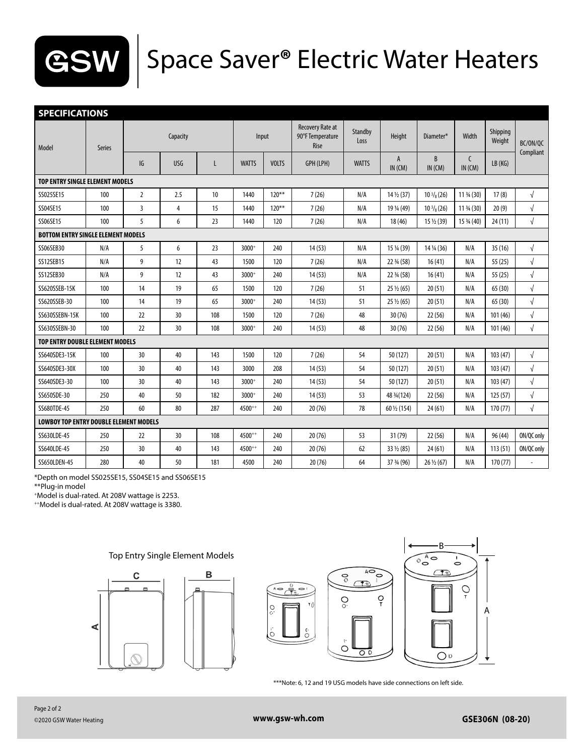# Space Saver® Electric Water Heaters

## SPECIFICATIONS

| Model | Series | Capacity | | | Input | | Recovery Rate at 90°F Temperature Rise | Standby Loss | Height | Diameter* | Width | Shipping Weight | BC/ON/QC Compliant |
|---|---|---|---|---|---|---|---|---|---|---|---|---|---|
| | | IG | USG | L | WATTS | VOLTS | GPH (LPH) | WATTS | A IN (CM) | B IN (CM) | C IN (CM) | LB (KG) | |
| **TOP ENTRY SINGLE ELEMENT MODELS** | | | | | | | | | | | | | |
| SS025SE15 | 100 | 2 | 2.5 | 10 | 1440 | 120** | 7 (26) | N/A | 14 ½ (37) | 10 ³/₈ (26) | 11 ¾ (30) | 17 (8) | √ |
| SS04SE15 | 100 | 3 | 4 | 15 | 1440 | 120** | 7 (26) | N/A | 19 ¼ (49) | 10 ³/₈ (26) | 11 ¾ (30) | 20 (9) | √ |
| SS06SE15 | 100 | 5 | 6 | 23 | 1440 | 120 | 7 (26) | N/A | 18 (46) | 15 ½ (39) | 15 ¾ (40) | 24 (11) | √ |
| **BOTTOM ENTRY SINGLE ELEMENT MODELS** | | | | | | | | | | | | | |
| SS06SEB30 | N/A | 5 | 6 | 23 | 3000+ | 240 | 14 (53) | N/A | 15 ¼ (39) | 14 ¼ (36) | N/A | 35 (16) | √ |
| SS12SEB15 | N/A | 9 | 12 | 43 | 1500 | 120 | 7 (26) | N/A | 22 ¾ (58) | 16 (41) | N/A | 55 (25) | √ |
| SS12SEB30 | N/A | 9 | 12 | 43 | 3000+ | 240 | 14 (53) | N/A | 22 ¾ (58) | 16 (41) | N/A | 55 (25) | √ |
| SS620SSEB-15K | 100 | 14 | 19 | 65 | 1500 | 120 | 7 (26) | 51 | 25 ½ (65) | 20 (51) | N/A | 65 (30) | √ |
| SS620SSEB-30 | 100 | 14 | 19 | 65 | 3000+ | 240 | 14 (53) | 51 | 25 ½ (65) | 20 (51) | N/A | 65 (30) | √ |
| SS630SSEBN-15K | 100 | 22 | 30 | 108 | 1500 | 120 | 7 (26) | 48 | 30 (76) | 22 (56) | N/A | 101 (46) | √ |
| SS630SSEBN-30 | 100 | 22 | 30 | 108 | 3000+ | 240 | 14 (53) | 48 | 30 (76) | 22 (56) | N/A | 101 (46) | √ |
| **TOP ENTRY DOUBLE ELEMENT MODELS** | | | | | | | | | | | | | |
| SS640SDE3-15K | 100 | 30 | 40 | 143 | 1500 | 120 | 7 (26) | 54 | 50 (127) | 20 (51) | N/A | 103 (47) | √ |
| SS640SDE3-30X | 100 | 30 | 40 | 143 | 3000 | 208 | 14 (53) | 54 | 50 (127) | 20 (51) | N/A | 103 (47) | √ |
| SS640SDE3-30 | 100 | 30 | 40 | 143 | 3000+ | 240 | 14 (53) | 54 | 50 (127) | 20 (51) | N/A | 103 (47) | √ |
| SS650SDE-30 | 250 | 40 | 50 | 182 | 3000+ | 240 | 14 (53) | 53 | 48 ¾(124) | 22 (56) | N/A | 125 (57) | √ |
| SS680TDE-45 | 250 | 60 | 80 | 287 | 4500++ | 240 | 20 (76) | 78 | 60 ½ (154) | 24 (61) | N/A | 170 (77) | √ |
| **LOWBOY TOP ENTRY DOUBLE ELEMENT MODELS** | | | | | | | | | | | | | |
| SS630LDE-45 | 250 | 22 | 30 | 108 | 4500++ | 240 | 20 (76) | 53 | 31 (79) | 22 (56) | N/A | 96 (44) | ON/QC only |
| SS640LDE-45 | 250 | 30 | 40 | 143 | 4500++ | 240 | 20 (76) | 62 | 33 ½ (85) | 24 (61) | N/A | 113 (51) | ON/QC only |
| SS650LDEN-45 | 280 | 40 | 50 | 181 | 4500 | 240 | 20 (76) | 64 | 37 ¾ (96) | 26 ½ (67) | N/A | 170 (77) | - |

*Depth on model SS025SE15, SS04SE15 and SS06SE15

**Plug-in model

+Model is dual-rated. At 208V wattage is 2253.

++Model is dual-rated. At 208V wattage is 3380.

Top Entry Single Element Models

C

B

A

B

A

***Note: 6, 12 and 19 USG models have side connections on left side.

©2020 GSW Water Heating

www.gsw-wh.com

GSE306N (08-20)